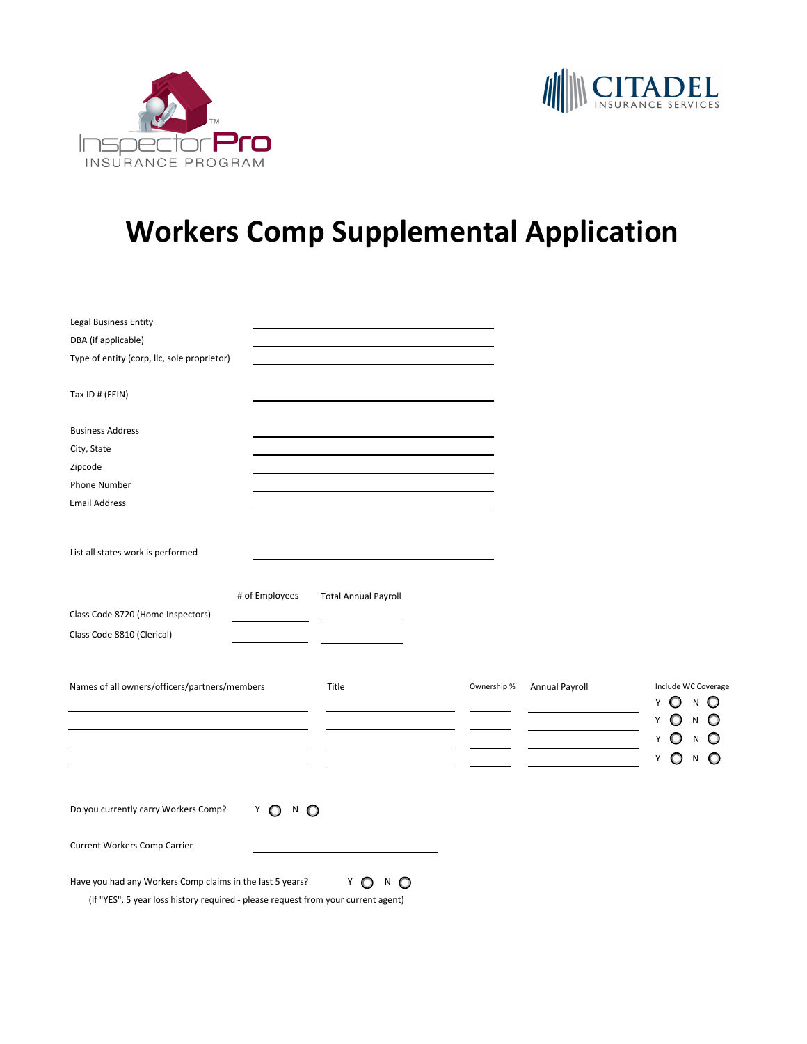InspectorPro™
INSURANCE PROGRAM

CITADEL
INSURANCE SERVICES

# Workers Comp Supplemental Application

Legal Business Entity ______________________________

DBA (if applicable) ______________________________

Type of entity (corp, llc, sole proprietor) ______________________________

Tax ID # (FEIN) ______________________________

Business Address ______________________________

City, State ______________________________

Zipcode ______________________________

Phone Number ______________________________

Email Address ______________________________

List all states work is performed ______________________________

| | # of Employees | Total Annual Payroll |
|---|---|---|
| Class Code 8720 (Home Inspectors) | | |
| Class Code 8810 (Clerical) | | |

| Names of all owners/officers/partners/members | Title | Ownership % | Annual Payroll | Include WC Coverage |
|---|---|---|---|---|
| | | | | Y ○ N ○ |
| | | | | Y ○ N ○ |
| | | | | Y ○ N ○ |
| | | | | Y ○ N ○ |

Do you currently carry Workers Comp? Y ○ N ○

Current Workers Comp Carrier ______________________________

Have you had any Workers Comp claims in the last 5 years? Y ○ N ○

(If "YES", 5 year loss history required - please request from your current agent)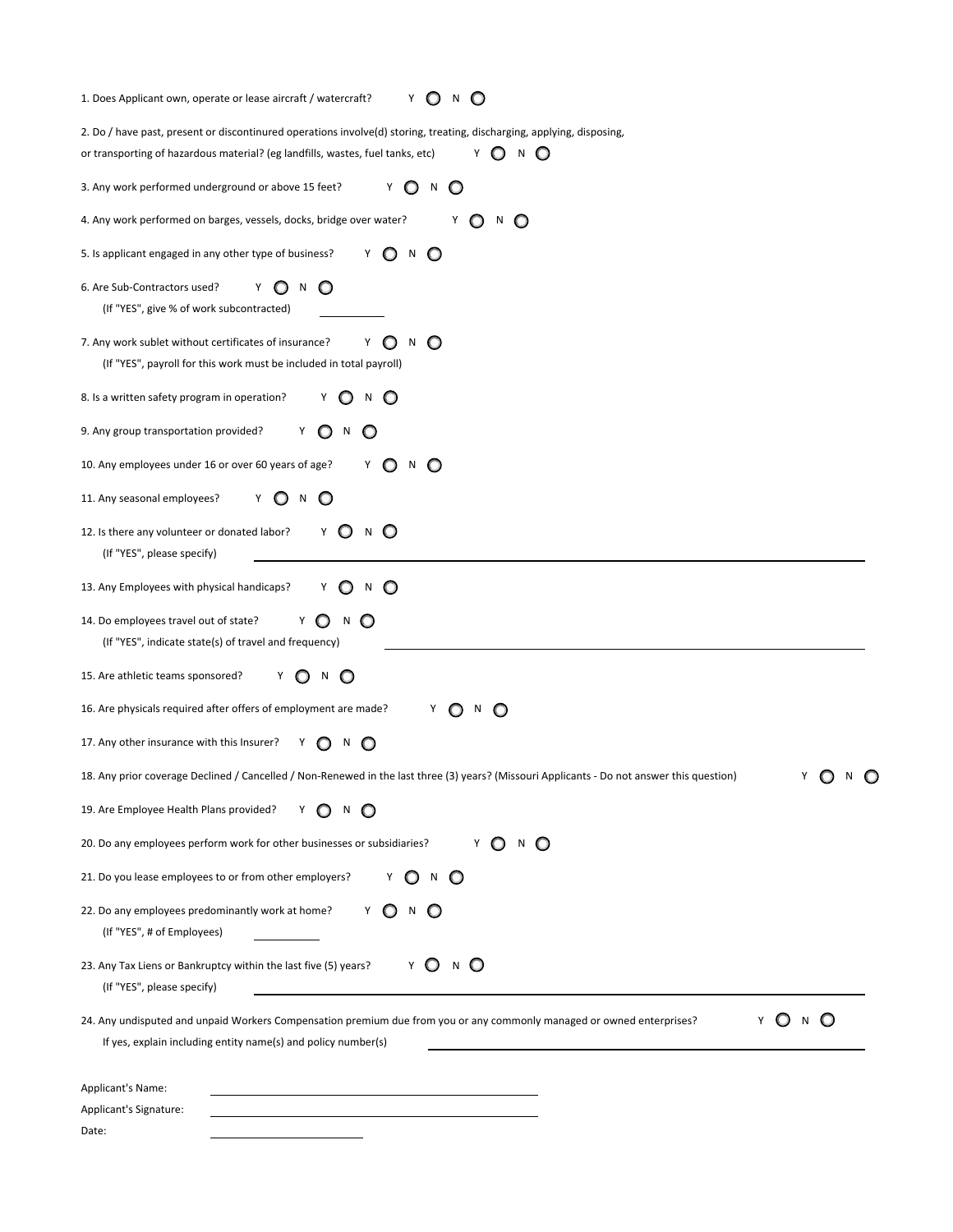1. Does Applicant own, operate or lease aircraft / watercraft? Y ◯ N ◯

2. Do / have past, present or discontinured operations involve(d) storing, treating, discharging, applying, disposing, or transporting of hazardous material? (eg landfills, wastes, fuel tanks, etc) Y ◯ N ◯

3. Any work performed underground or above 15 feet? Y ◯ N ◯

4. Any work performed on barges, vessels, docks, bridge over water? Y ◯ N ◯

5. Is applicant engaged in any other type of business? Y ◯ N ◯

6. Are Sub-Contractors used? Y ◯ N ◯
   (If "YES", give % of work subcontracted) __________

7. Any work sublet without certificates of insurance? Y ◯ N ◯
   (If "YES", payroll for this work must be included in total payroll)

8. Is a written safety program in operation? Y ◯ N ◯

9. Any group transportation provided? Y ◯ N ◯

10. Any employees under 16 or over 60 years of age? Y ◯ N ◯

11. Any seasonal employees? Y ◯ N ◯

12. Is there any volunteer or donated labor? Y ◯ N ◯
    (If "YES", please specify) __________

13. Any Employees with physical handicaps? Y ◯ N ◯

14. Do employees travel out of state? Y ◯ N ◯
    (If "YES", indicate state(s) of travel and frequency) __________

15. Are athletic teams sponsored? Y ◯ N ◯

16. Are physicals required after offers of employment are made? Y ◯ N ◯

17. Any other insurance with this Insurer? Y ◯ N ◯

18. Any prior coverage Declined / Cancelled / Non-Renewed in the last three (3) years? (Missouri Applicants - Do not answer this question) Y ◯ N ◯

19. Are Employee Health Plans provided? Y ◯ N ◯

20. Do any employees perform work for other businesses or subsidiaries? Y ◯ N ◯

21. Do you lease employees to or from other employers? Y ◯ N ◯

22. Do any employees predominantly work at home? Y ◯ N ◯
    (If "YES", # of Employees) __________

23. Any Tax Liens or Bankruptcy within the last five (5) years? Y ◯ N ◯
    (If "YES", please specify) __________

24. Any undisputed and unpaid Workers Compensation premium due from you or any commonly managed or owned enterprises? Y ◯ N ◯
    If yes, explain including entity name(s) and policy number(s) __________

Applicant's Name: __________

Applicant's Signature: __________

Date: __________